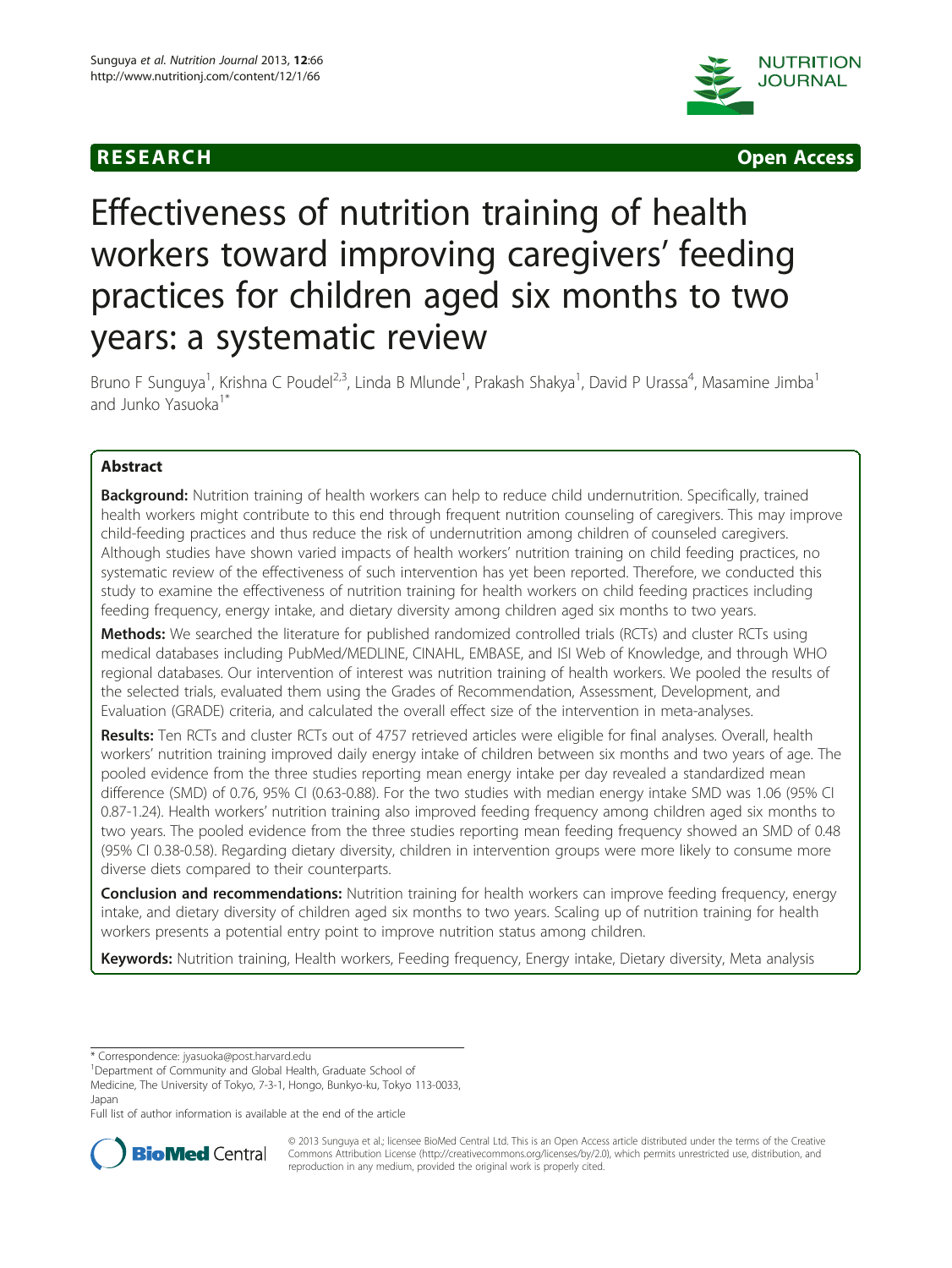RESEARCH Open Access

# Effectiveness of nutrition training of health workers toward improving caregivers' feeding practices for children aged six months to two years: a systematic review

Bruno F Sunguya[1], Krishna C Poudel[2,3], Linda B Mlunde[1], Prakash Shakya[1], David P Urassa[4], Masamine Jimba[1] and Junko Yasuoka[1*]

## Abstract

**Background:** Nutrition training of health workers can help to reduce child undernutrition. Specifically, trained health workers might contribute to this end through frequent nutrition counseling of caregivers. This may improve child-feeding practices and thus reduce the risk of undernutrition among children of counseled caregivers. Although studies have shown varied impacts of health workers' nutrition training on child feeding practices, no systematic review of the effectiveness of such intervention has yet been reported. Therefore, we conducted this study to examine the effectiveness of nutrition training for health workers on child feeding practices including feeding frequency, energy intake, and dietary diversity among children aged six months to two years.

**Methods:** We searched the literature for published randomized controlled trials (RCTs) and cluster RCTs using medical databases including PubMed/MEDLINE, CINAHL, EMBASE, and ISI Web of Knowledge, and through WHO regional databases. Our intervention of interest was nutrition training of health workers. We pooled the results of the selected trials, evaluated them using the Grades of Recommendation, Assessment, Development, and Evaluation (GRADE) criteria, and calculated the overall effect size of the intervention in meta-analyses.

**Results:** Ten RCTs and cluster RCTs out of 4757 retrieved articles were eligible for final analyses. Overall, health workers' nutrition training improved daily energy intake of children between six months and two years of age. The pooled evidence from the three studies reporting mean energy intake per day revealed a standardized mean difference (SMD) of 0.76, 95% CI (0.63-0.88). For the two studies with median energy intake SMD was 1.06 (95% CI 0.87-1.24). Health workers' nutrition training also improved feeding frequency among children aged six months to two years. The pooled evidence from the three studies reporting mean feeding frequency showed an SMD of 0.48 (95% CI 0.38-0.58). Regarding dietary diversity, children in intervention groups were more likely to consume more diverse diets compared to their counterparts.

**Conclusion and recommendations:** Nutrition training for health workers can improve feeding frequency, energy intake, and dietary diversity of children aged six months to two years. Scaling up of nutrition training for health workers presents a potential entry point to improve nutrition status among children.

**Keywords:** Nutrition training, Health workers, Feeding frequency, Energy intake, Dietary diversity, Meta analysis

* Correspondence: jyasuoka@post.harvard.edu
[1]Department of Community and Global Health, Graduate School of Medicine, The University of Tokyo, 7-3-1, Hongo, Bunkyo-ku, Tokyo 113-0033, Japan
Full list of author information is available at the end of the article

© 2013 Sunguya et al.; licensee BioMed Central Ltd. This is an Open Access article distributed under the terms of the Creative Commons Attribution License (http://creativecommons.org/licenses/by/2.0), which permits unrestricted use, distribution, and reproduction in any medium, provided the original work is properly cited.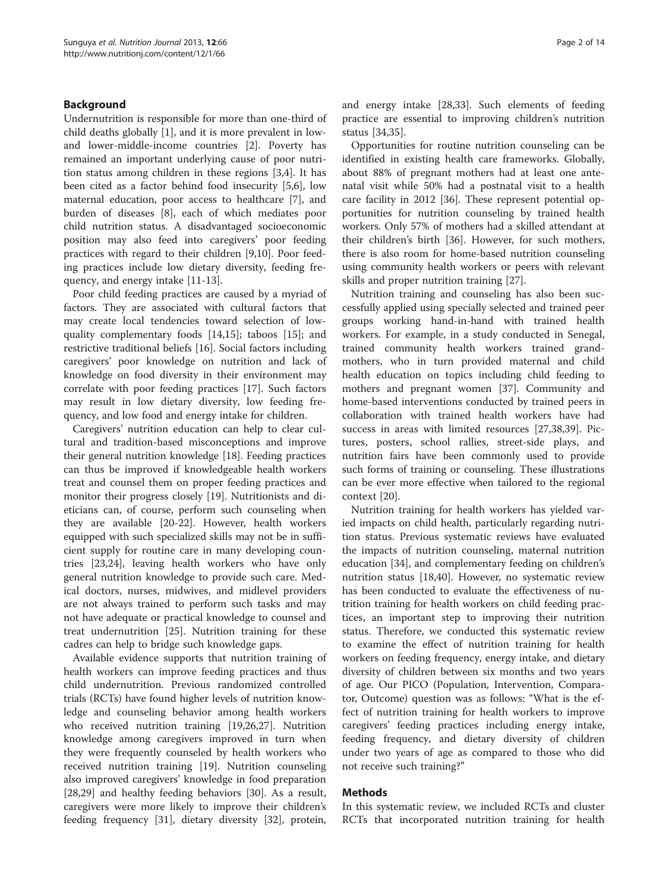## Background

Undernutrition is responsible for more than one-third of child deaths globally [1], and it is more prevalent in low- and lower-middle-income countries [2]. Poverty has remained an important underlying cause of poor nutrition status among children in these regions [3,4]. It has been cited as a factor behind food insecurity [5,6], low maternal education, poor access to healthcare [7], and burden of diseases [8], each of which mediates poor child nutrition status. A disadvantaged socioeconomic position may also feed into caregivers' poor feeding practices with regard to their children [9,10]. Poor feeding practices include low dietary diversity, feeding frequency, and energy intake [11-13].

Poor child feeding practices are caused by a myriad of factors. They are associated with cultural factors that may create local tendencies toward selection of low-quality complementary foods [14,15]; taboos [15]; and restrictive traditional beliefs [16]. Social factors including caregivers' poor knowledge on nutrition and lack of knowledge on food diversity in their environment may correlate with poor feeding practices [17]. Such factors may result in low dietary diversity, low feeding frequency, and low food and energy intake for children.

Caregivers' nutrition education can help to clear cultural and tradition-based misconceptions and improve their general nutrition knowledge [18]. Feeding practices can thus be improved if knowledgeable health workers treat and counsel them on proper feeding practices and monitor their progress closely [19]. Nutritionists and dieticians can, of course, perform such counseling when they are available [20-22]. However, health workers equipped with such specialized skills may not be in sufficient supply for routine care in many developing countries [23,24], leaving health workers who have only general nutrition knowledge to provide such care. Medical doctors, nurses, midwives, and midlevel providers are not always trained to perform such tasks and may not have adequate or practical knowledge to counsel and treat undernutrition [25]. Nutrition training for these cadres can help to bridge such knowledge gaps.

Available evidence supports that nutrition training of health workers can improve feeding practices and thus child undernutrition. Previous randomized controlled trials (RCTs) have found higher levels of nutrition knowledge and counseling behavior among health workers who received nutrition training [19,26,27]. Nutrition knowledge among caregivers improved in turn when they were frequently counseled by health workers who received nutrition training [19]. Nutrition counseling also improved caregivers' knowledge in food preparation [28,29] and healthy feeding behaviors [30]. As a result, caregivers were more likely to improve their children's feeding frequency [31], dietary diversity [32], protein, and energy intake [28,33]. Such elements of feeding practice are essential to improving children's nutrition status [34,35].

Opportunities for routine nutrition counseling can be identified in existing health care frameworks. Globally, about 88% of pregnant mothers had at least one antenatal visit while 50% had a postnatal visit to a health care facility in 2012 [36]. These represent potential opportunities for nutrition counseling by trained health workers. Only 57% of mothers had a skilled attendant at their children's birth [36]. However, for such mothers, there is also room for home-based nutrition counseling using community health workers or peers with relevant skills and proper nutrition training [27].

Nutrition training and counseling has also been successfully applied using specially selected and trained peer groups working hand-in-hand with trained health workers. For example, in a study conducted in Senegal, trained community health workers trained grandmothers, who in turn provided maternal and child health education on topics including child feeding to mothers and pregnant women [37]. Community and home-based interventions conducted by trained peers in collaboration with trained health workers have had success in areas with limited resources [27,38,39]. Pictures, posters, school rallies, street-side plays, and nutrition fairs have been commonly used to provide such forms of training or counseling. These illustrations can be ever more effective when tailored to the regional context [20].

Nutrition training for health workers has yielded varied impacts on child health, particularly regarding nutrition status. Previous systematic reviews have evaluated the impacts of nutrition counseling, maternal nutrition education [34], and complementary feeding on children's nutrition status [18,40]. However, no systematic review has been conducted to evaluate the effectiveness of nutrition training for health workers on child feeding practices, an important step to improving their nutrition status. Therefore, we conducted this systematic review to examine the effect of nutrition training for health workers on feeding frequency, energy intake, and dietary diversity of children between six months and two years of age. Our PICO (Population, Intervention, Comparator, Outcome) question was as follows: "What is the effect of nutrition training for health workers to improve caregivers' feeding practices including energy intake, feeding frequency, and dietary diversity of children under two years of age as compared to those who did not receive such training?"

## Methods

In this systematic review, we included RCTs and cluster RCTs that incorporated nutrition training for health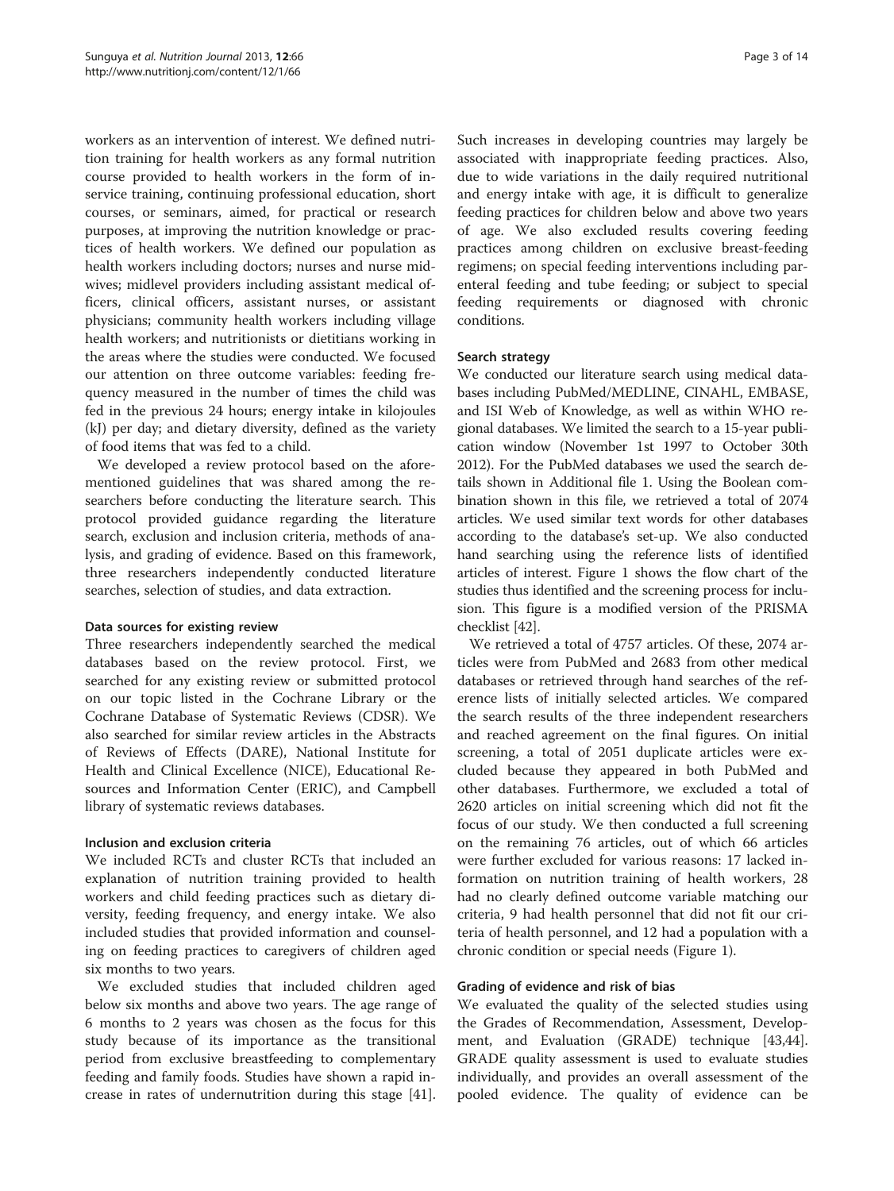workers as an intervention of interest. We defined nutrition training for health workers as any formal nutrition course provided to health workers in the form of in-service training, continuing professional education, short courses, or seminars, aimed, for practical or research purposes, at improving the nutrition knowledge or practices of health workers. We defined our population as health workers including doctors; nurses and nurse midwives; midlevel providers including assistant medical officers, clinical officers, assistant nurses, or assistant physicians; community health workers including village health workers; and nutritionists or dietitians working in the areas where the studies were conducted. We focused our attention on three outcome variables: feeding frequency measured in the number of times the child was fed in the previous 24 hours; energy intake in kilojoules (kJ) per day; and dietary diversity, defined as the variety of food items that was fed to a child.

We developed a review protocol based on the aforementioned guidelines that was shared among the researchers before conducting the literature search. This protocol provided guidance regarding the literature search, exclusion and inclusion criteria, methods of analysis, and grading of evidence. Based on this framework, three researchers independently conducted literature searches, selection of studies, and data extraction.

#### Data sources for existing review

Three researchers independently searched the medical databases based on the review protocol. First, we searched for any existing review or submitted protocol on our topic listed in the Cochrane Library or the Cochrane Database of Systematic Reviews (CDSR). We also searched for similar review articles in the Abstracts of Reviews of Effects (DARE), National Institute for Health and Clinical Excellence (NICE), Educational Resources and Information Center (ERIC), and Campbell library of systematic reviews databases.

#### Inclusion and exclusion criteria

We included RCTs and cluster RCTs that included an explanation of nutrition training provided to health workers and child feeding practices such as dietary diversity, feeding frequency, and energy intake. We also included studies that provided information and counseling on feeding practices to caregivers of children aged six months to two years.

We excluded studies that included children aged below six months and above two years. The age range of 6 months to 2 years was chosen as the focus for this study because of its importance as the transitional period from exclusive breastfeeding to complementary feeding and family foods. Studies have shown a rapid increase in rates of undernutrition during this stage [41]. Such increases in developing countries may largely be associated with inappropriate feeding practices. Also, due to wide variations in the daily required nutritional and energy intake with age, it is difficult to generalize feeding practices for children below and above two years of age. We also excluded results covering feeding practices among children on exclusive breast-feeding regimens; on special feeding interventions including parenteral feeding and tube feeding; or subject to special feeding requirements or diagnosed with chronic conditions.

#### Search strategy

We conducted our literature search using medical databases including PubMed/MEDLINE, CINAHL, EMBASE, and ISI Web of Knowledge, as well as within WHO regional databases. We limited the search to a 15-year publication window (November 1st 1997 to October 30th 2012). For the PubMed databases we used the search details shown in Additional file 1. Using the Boolean combination shown in this file, we retrieved a total of 2074 articles. We used similar text words for other databases according to the database's set-up. We also conducted hand searching using the reference lists of identified articles of interest. Figure 1 shows the flow chart of the studies thus identified and the screening process for inclusion. This figure is a modified version of the PRISMA checklist [42].

We retrieved a total of 4757 articles. Of these, 2074 articles were from PubMed and 2683 from other medical databases or retrieved through hand searches of the reference lists of initially selected articles. We compared the search results of the three independent researchers and reached agreement on the final figures. On initial screening, a total of 2051 duplicate articles were excluded because they appeared in both PubMed and other databases. Furthermore, we excluded a total of 2620 articles on initial screening which did not fit the focus of our study. We then conducted a full screening on the remaining 76 articles, out of which 66 articles were further excluded for various reasons: 17 lacked information on nutrition training of health workers, 28 had no clearly defined outcome variable matching our criteria, 9 had health personnel that did not fit our criteria of health personnel, and 12 had a population with a chronic condition or special needs (Figure 1).

#### Grading of evidence and risk of bias

We evaluated the quality of the selected studies using the Grades of Recommendation, Assessment, Development, and Evaluation (GRADE) technique [43,44]. GRADE quality assessment is used to evaluate studies individually, and provides an overall assessment of the pooled evidence. The quality of evidence can be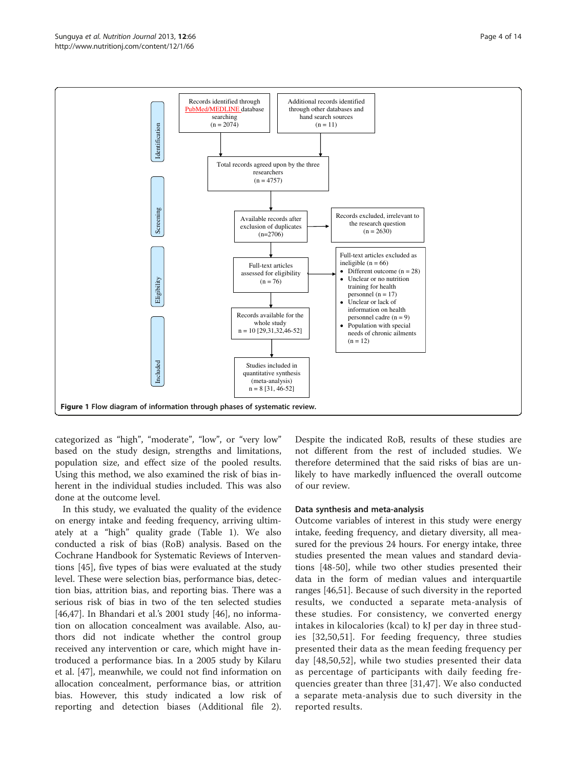Identification

Records identified through PubMed/MEDLINE database searching
(n = 2074)

Additional records identified through other databases and hand search sources
(n = 11)

Total records agreed upon by the three researchers
(n = 4757)

Screening

Available records after exclusion of duplicates
(n=2706)

Records excluded, irrelevant to the research question
(n = 2630)

Eligibility

Full-text articles assessed for eligibility
(n = 76)

Full-text articles excluded as ineligible (n = 66)

- Different outcome (n = 28)
- Unclear or no nutrition training for health personnel (n = 17)
- Unclear or lack of information on health personnel cadre (n = 9)
- Population with special needs of chronic ailments (n = 12)

Records available for the whole study
n = 10 [29,31,32,46-52]

Included

Studies included in quantitative synthesis (meta-analysis)
n = 8 [31, 46-52]

**Figure 1** Flow diagram of information through phases of systematic review.

categorized as "high", "moderate", "low", or "very low" based on the study design, strengths and limitations, population size, and effect size of the pooled results. Using this method, we also examined the risk of bias inherent in the individual studies included. This was also done at the outcome level.

In this study, we evaluated the quality of the evidence on energy intake and feeding frequency, arriving ultimately at a "high" quality grade (Table 1). We also conducted a risk of bias (RoB) analysis. Based on the Cochrane Handbook for Systematic Reviews of Interventions [45], five types of bias were evaluated at the study level. These were selection bias, performance bias, detection bias, attrition bias, and reporting bias. There was a serious risk of bias in two of the ten selected studies [46,47]. In Bhandari et al.'s 2001 study [46], no information on allocation concealment was available. Also, authors did not indicate whether the control group received any intervention or care, which might have introduced a performance bias. In a 2005 study by Kilaru et al. [47], meanwhile, we could not find information on allocation concealment, performance bias, or attrition bias. However, this study indicated a low risk of reporting and detection biases (Additional file 2). Despite the indicated RoB, results of these studies are not different from the rest of included studies. We therefore determined that the said risks of bias are unlikely to have markedly influenced the overall outcome of our review.

### Data synthesis and meta-analysis

Outcome variables of interest in this study were energy intake, feeding frequency, and dietary diversity, all measured for the previous 24 hours. For energy intake, three studies presented the mean values and standard deviations [48-50], while two other studies presented their data in the form of median values and interquartile ranges [46,51]. Because of such diversity in the reported results, we conducted a separate meta-analysis of these studies. For consistency, we converted energy intakes in kilocalories (kcal) to kJ per day in three studies [32,50,51]. For feeding frequency, three studies presented their data as the mean feeding frequency per day [48,50,52], while two studies presented their data as percentage of participants with daily feeding frequencies greater than three [31,47]. We also conducted a separate meta-analysis due to such diversity in the reported results.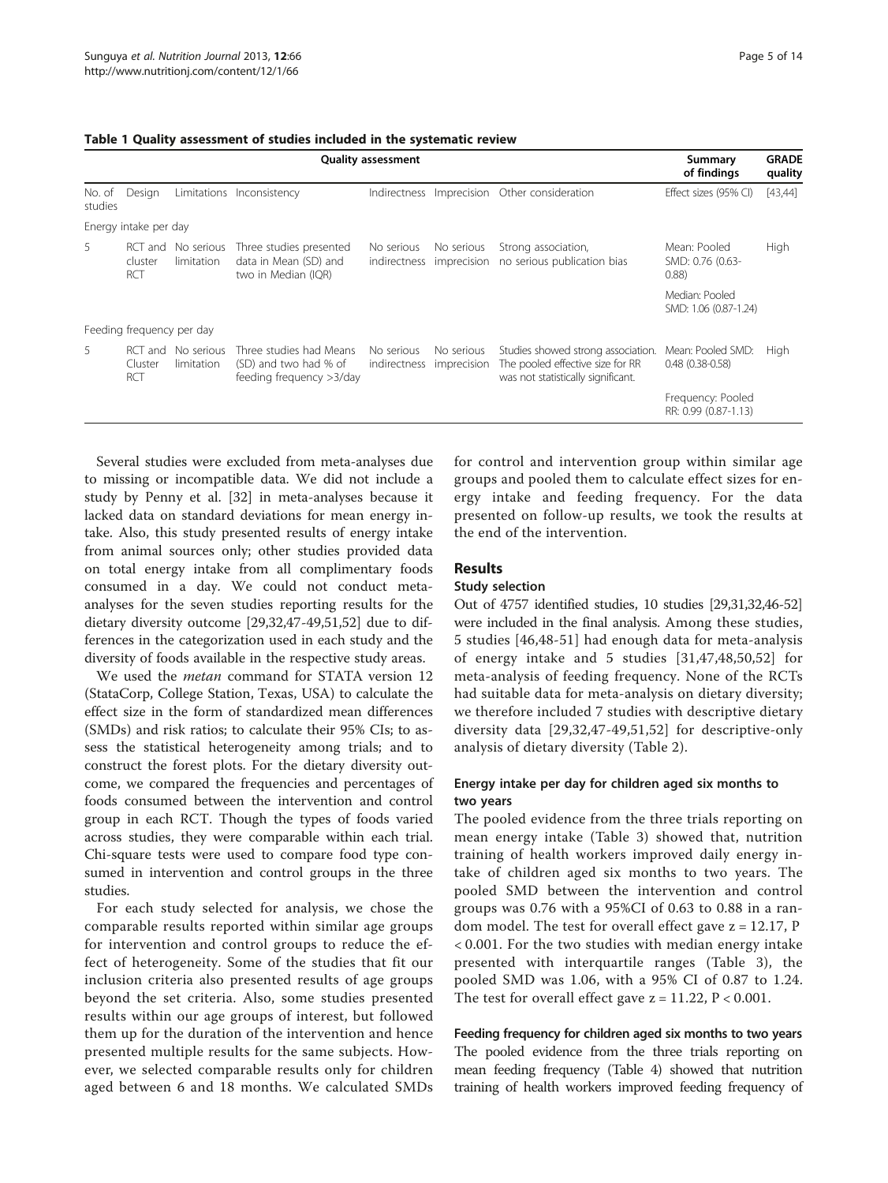**Table 1 Quality assessment of studies included in the systematic review**

| Quality assessment | | | | | | | Summary of findings | GRADE quality |
|---|---|---|---|---|---|---|---|---|
| No. of studies | Design | Limitations | Inconsistency | Indirectness | Imprecision | Other consideration | Effect sizes (95% CI) | [43,44] |
| Energy intake per day | | | | | | | | |
| 5 | RCT and cluster RCT | No serious limitation | Three studies presented data in Mean (SD) and two in Median (IQR) | No serious indirectness | No serious imprecision | Strong association, no serious publication bias | Mean: Pooled SMD: 0.76 (0.63-0.88) | High |
| | | | | | | | Median: Pooled SMD: 1.06 (0.87-1.24) | |
| Feeding frequency per day | | | | | | | | |
| 5 | RCT and Cluster RCT | No serious limitation | Three studies had Means (SD) and two had % of feeding frequency >3/day | No serious indirectness | No serious imprecision | Studies showed strong association. The pooled effective size for RR was not statistically significant. | Mean: Pooled SMD: 0.48 (0.38-0.58) | High |
| | | | | | | | Frequency: Pooled RR: 0.99 (0.87-1.13) | |

Several studies were excluded from meta-analyses due to missing or incompatible data. We did not include a study by Penny et al. [32] in meta-analyses because it lacked data on standard deviations for mean energy intake. Also, this study presented results of energy intake from animal sources only; other studies provided data on total energy intake from all complimentary foods consumed in a day. We could not conduct meta-analyses for the seven studies reporting results for the dietary diversity outcome [29,32,47-49,51,52] due to differences in the categorization used in each study and the diversity of foods available in the respective study areas.

We used the *metan* command for STATA version 12 (StataCorp, College Station, Texas, USA) to calculate the effect size in the form of standardized mean differences (SMDs) and risk ratios; to calculate their 95% CIs; to assess the statistical heterogeneity among trials; and to construct the forest plots. For the dietary diversity outcome, we compared the frequencies and percentages of foods consumed between the intervention and control group in each RCT. Though the types of foods varied across studies, they were comparable within each trial. Chi-square tests were used to compare food type consumed in intervention and control groups in the three studies.

For each study selected for analysis, we chose the comparable results reported within similar age groups for intervention and control groups to reduce the effect of heterogeneity. Some of the studies that fit our inclusion criteria also presented results of age groups beyond the set criteria. Also, some studies presented results within our age groups of interest, but followed them up for the duration of the intervention and hence presented multiple results for the same subjects. However, we selected comparable results only for children aged between 6 and 18 months. We calculated SMDs for control and intervention group within similar age groups and pooled them to calculate effect sizes for energy intake and feeding frequency. For the data presented on follow-up results, we took the results at the end of the intervention.

## Results

### Study selection

Out of 4757 identified studies, 10 studies [29,31,32,46-52] were included in the final analysis. Among these studies, 5 studies [46,48-51] had enough data for meta-analysis of energy intake and 5 studies [31,47,48,50,52] for meta-analysis of feeding frequency. None of the RCTs had suitable data for meta-analysis on dietary diversity; we therefore included 7 studies with descriptive dietary diversity data [29,32,47-49,51,52] for descriptive-only analysis of dietary diversity (Table 2).

### Energy intake per day for children aged six months to two years

The pooled evidence from the three trials reporting on mean energy intake (Table 3) showed that, nutrition training of health workers improved daily energy intake of children aged six months to two years. The pooled SMD between the intervention and control groups was 0.76 with a 95%CI of 0.63 to 0.88 in a random model. The test for overall effect gave $z = 12.17$, $P < 0.001$. For the two studies with median energy intake presented with interquartile ranges (Table 3), the pooled SMD was 1.06, with a 95% CI of 0.87 to 1.24. The test for overall effect gave $z = 11.22$, $P < 0.001$.

#### Feeding frequency for children aged six months to two years

The pooled evidence from the three trials reporting on mean feeding frequency (Table 4) showed that nutrition training of health workers improved feeding frequency of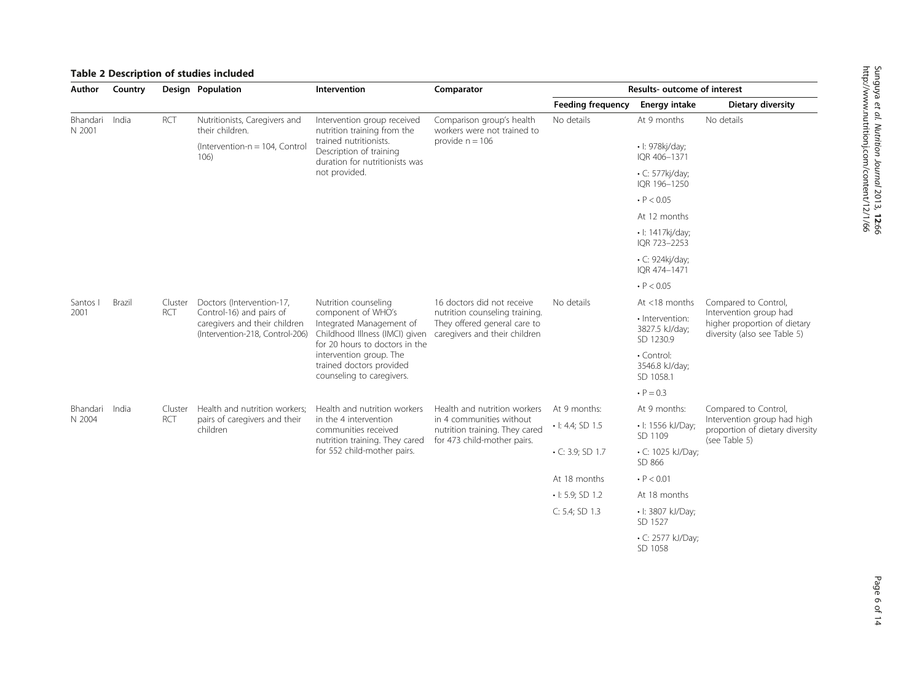**Table 2 Description of studies included**

| Author | Country | Design | Population | Intervention | Comparator | Results- outcome of interest | | |
|---|---|---|---|---|---|---|---|---|
| | | | | | | Feeding frequency | Energy intake | Dietary diversity |
| Bhandari N 2001 | India | RCT | Nutritionists, Caregivers and their children. (Intervention-n = 104, Control 106) | Intervention group received nutrition training from the trained nutritionists. Description of training duration for nutritionists was not provided. | Comparison group's health workers were not trained to provide n = 106 | No details | At 9 months • I: 978kj/day; IQR 406–1371 • C: 577kj/day; IQR 196–1250 • P < 0.05 At 12 months • I: 1417kj/day; IQR 723–2253 • C: 924kj/day; IQR 474–1471 • P < 0.05 | No details |
| Santos I 2001 | Brazil | Cluster RCT | Doctors (Intervention-17, Control-16) and pairs of caregivers and their children (Intervention-218, Control-206) | Nutrition counseling component of WHO's Integrated Management of Childhood Illness (IMCI) given for 20 hours to doctors in the intervention group. The trained doctors provided counseling to caregivers. | 16 doctors did not receive nutrition counseling training. They offered general care to caregivers and their children | No details | At <18 months • Intervention: 3827.5 kJ/day; SD 1230.9 • Control: 3546.8 kJ/day; SD 1058.1 • P = 0.3 | Compared to Control, Intervention group had higher proportion of dietary diversity (also see Table 5) |
| Bhandari N 2004 | India | Cluster RCT | Health and nutrition workers; pairs of caregivers and their children | Health and nutrition workers in the 4 intervention communities received nutrition training. They cared for 552 child-mother pairs. | Health and nutrition workers in 4 communities without nutrition training. They cared for 473 child-mother pairs. | At 9 months: • I: 4.4; SD 1.5 • C: 3.9; SD 1.7 At 18 months • I: 5.9; SD 1.2 C: 5.4; SD 1.3 | At 9 months: • I: 1556 kJ/Day; SD 1109 • C: 1025 kJ/Day; SD 866 • P < 0.01 At 18 months • I: 3807 kJ/Day; SD 1527 • C: 2577 kJ/Day; SD 1058 | Compared to Control, Intervention group had high proportion of dietary diversity (see Table 5) |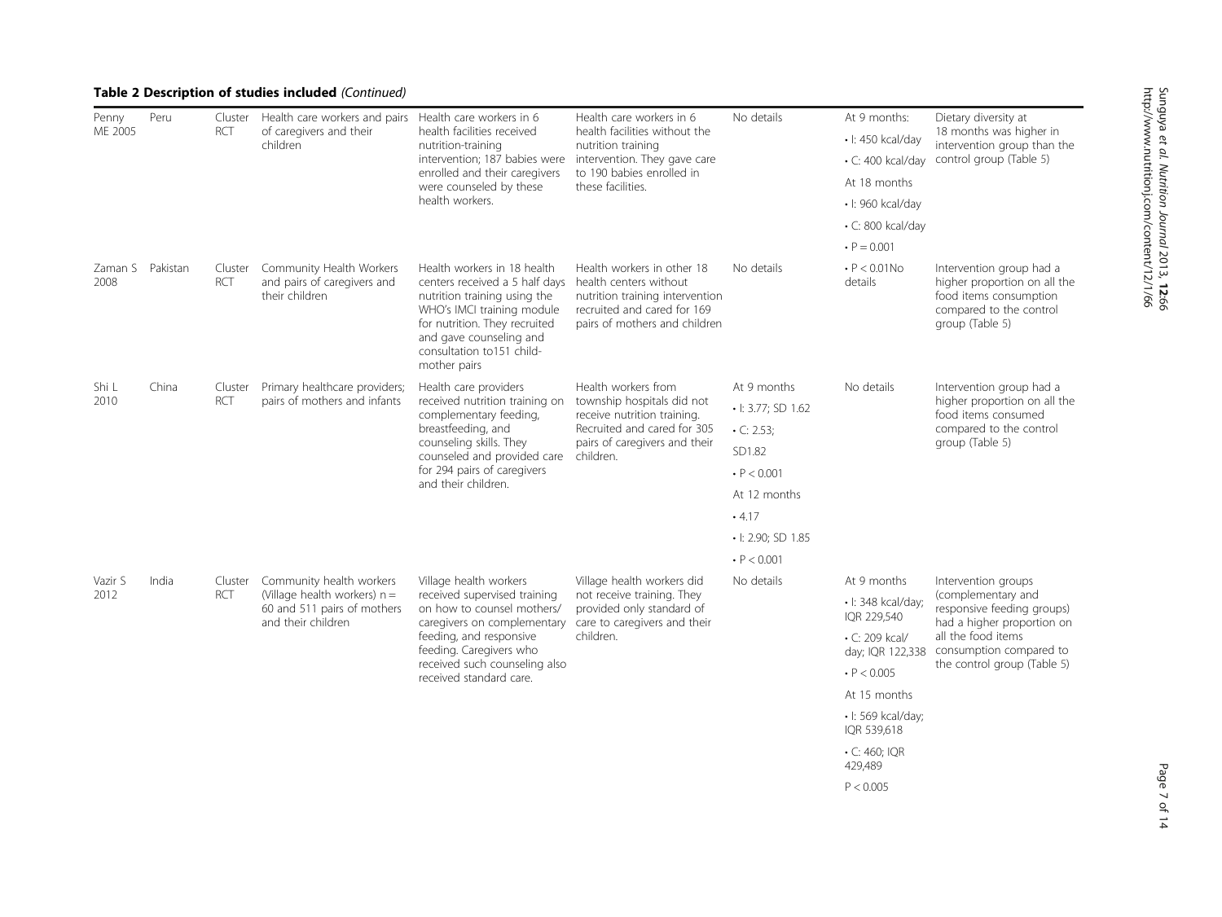**Table 2 Description of studies included** *(Continued)*

| | | | | | | | | |
|---|---|---|---|---|---|---|---|---|
| Penny ME 2005 | Peru | Cluster RCT | Health care workers and pairs of caregivers and their children | Health care workers in 6 health facilities received nutrition-training intervention; 187 babies were enrolled and their caregivers were counseled by these health workers. | Health care workers in 6 health facilities without the nutrition training intervention. They gave care to 190 babies enrolled in these facilities. | No details | At 9 months: • I: 450 kcal/day • C: 400 kcal/day At 18 months • I: 960 kcal/day • C: 800 kcal/day • P = 0.001 | Dietary diversity at 18 months was higher in intervention group than the control group (Table 5) |
| Zaman S 2008 | Pakistan | Cluster RCT | Community Health Workers and pairs of caregivers and their children | Health workers in 18 health centers received a 5 half days nutrition training using the WHO's IMCI training module for nutrition. They recruited and gave counseling and consultation to151 child-mother pairs | Health workers in other 18 health centers without nutrition training intervention recruited and cared for 169 pairs of mothers and children | No details | • P < 0.01No details | Intervention group had a higher proportion on all the food items consumption compared to the control group (Table 5) |
| Shi L 2010 | China | Cluster RCT | Primary healthcare providers; pairs of mothers and infants | Health care providers received nutrition training on complementary feeding, breastfeeding, and counseling skills. They counseled and provided care for 294 pairs of caregivers and their children. | Health workers from township hospitals did not receive nutrition training. Recruited and cared for 305 pairs of caregivers and their children. | At 9 months • I: 3.77; SD 1.62 • C: 2.53; SD1.82 • P < 0.001 At 12 months • 4.17 • I: 2.90; SD 1.85 • P < 0.001 | No details | Intervention group had a higher proportion on all the food items consumed compared to the control group (Table 5) |
| Vazir S 2012 | India | Cluster RCT | Community health workers (Village health workers) n = 60 and 511 pairs of mothers and their children | Village health workers received supervised training on how to counsel mothers/ caregivers on complementary feeding, and responsive feeding. Caregivers who received such counseling also received standard care. | Village health workers did not receive training. They provided only standard of care to caregivers and their children. | No details | At 9 months • I: 348 kcal/day; IQR 229,540 • C: 209 kcal/ day; IQR 122,338 • P < 0.005 At 15 months • I: 569 kcal/day; IQR 539,618 • C: 460; IQR 429,489 P < 0.005 | Intervention groups (complementary and responsive feeding groups) had a higher proportion on all the food items consumption compared to the control group (Table 5) |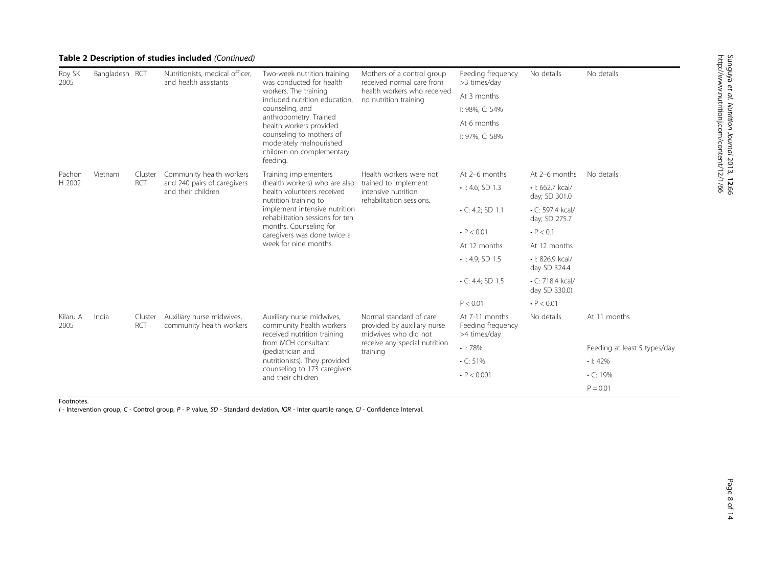## Table 2 Description of studies included *(Continued)*

| | | | | | | | | |
|---|---|---|---|---|---|---|---|---|
| Roy SK 2005 | Bangladesh | RCT | Nutritionists, medical officer, and health assistants | Two-week nutrition training was conducted for health workers. The training included nutrition education, counseling, and anthropometry. Trained health workers provided counseling to mothers of moderately malnourished children on complementary feeding. | Mothers of a control group received normal care from health workers who received no nutrition training | Feeding frequency >3 times/day<br>At 3 months<br>I: 98%, C: 54%<br>At 6 months<br>I: 97%, C: 58% | No details | No details |
| Pachon H 2002 | Vietnam | Cluster RCT | Community health workers and 240 pairs of caregivers and their children | Training implementers (health workers) who are also health volunteers received nutrition training to implement intensive nutrition rehabilitation sessions for ten months. Counseling for caregivers was done twice a week for nine months. | Health workers were not trained to implement intensive nutrition rehabilitation sessions. | At 2–6 months<br>• I: 4.6; SD 1.3<br>• C: 4.2; SD 1.1<br>• P < 0.01<br>At 12 months<br>• I: 4.9; SD 1.5<br>• C: 4.4; SD 1.5<br>P < 0.01 | At 2–6 months<br>• I: 662.7 kcal/day; SD 301.0<br>• C: 597.4 kcal/day; SD 275.7<br>• P < 0.1<br>At 12 months<br>• I: 826.9 kcal/day SD 324.4<br>• C: 718.4 kcal/day SD 330.0)<br>• P < 0.01 | No details |
| Kilaru A 2005 | India | Cluster RCT | Auxiliary nurse midwives, community health workers | Auxiliary nurse midwives, community health workers received nutrition training from MCH consultant (pediatrician and nutritionists). They provided counseling to 173 caregivers and their children | Normal standard of care provided by auxiliary nurse midwives who did not receive any special nutrition training | At 7-11 months Feeding frequency >4 times/day<br>• I: 78%<br>• C: 51%<br>• P < 0.001 | No details | At 11 months<br>Feeding at least 5 types/day<br>• I: 42%<br>• C: 19%<br>P = 0.01 |

Footnotes.
*I* - Intervention group, *C* - Control group, *P* - P value, *SD* - Standard deviation, *IQR* - Inter quartile range, *CI* - Confidence Interval.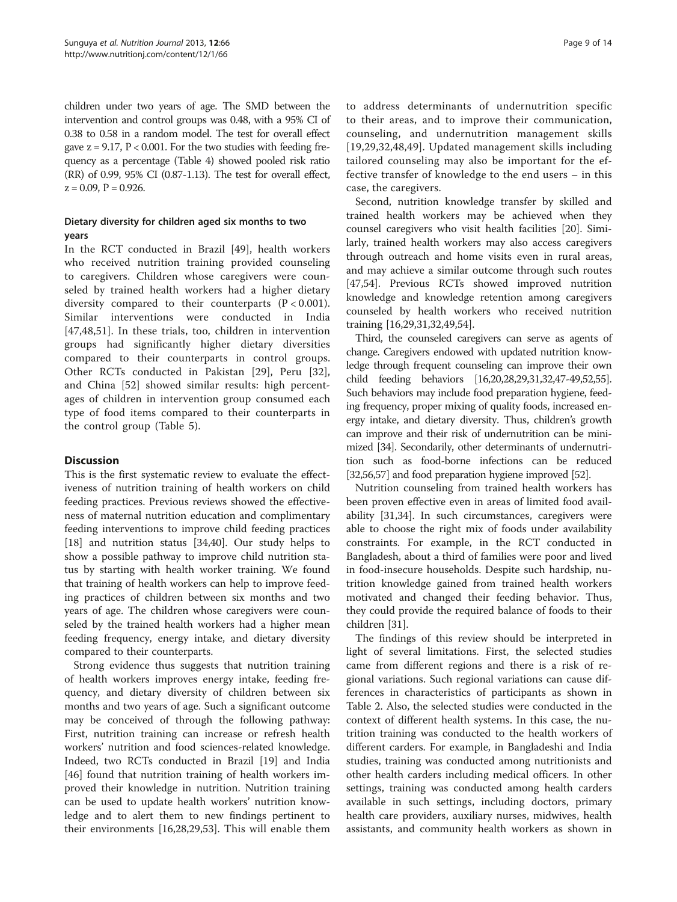children under two years of age. The SMD between the intervention and control groups was 0.48, with a 95% CI of 0.38 to 0.58 in a random model. The test for overall effect gave $z = 9.17$, $P < 0.001$. For the two studies with feeding frequency as a percentage (Table 4) showed pooled risk ratio (RR) of 0.99, 95% CI (0.87-1.13). The test for overall effect, $z = 0.09$, $P = 0.926$.

### Dietary diversity for children aged six months to two years

In the RCT conducted in Brazil [49], health workers who received nutrition training provided counseling to caregivers. Children whose caregivers were counseled by trained health workers had a higher dietary diversity compared to their counterparts ($P < 0.001$). Similar interventions were conducted in India [47,48,51]. In these trials, too, children in intervention groups had significantly higher dietary diversities compared to their counterparts in control groups. Other RCTs conducted in Pakistan [29], Peru [32], and China [52] showed similar results: high percentages of children in intervention group consumed each type of food items compared to their counterparts in the control group (Table 5).

## Discussion

This is the first systematic review to evaluate the effectiveness of nutrition training of health workers on child feeding practices. Previous reviews showed the effectiveness of maternal nutrition education and complimentary feeding interventions to improve child feeding practices [18] and nutrition status [34,40]. Our study helps to show a possible pathway to improve child nutrition status by starting with health worker training. We found that training of health workers can help to improve feeding practices of children between six months and two years of age. The children whose caregivers were counseled by the trained health workers had a higher mean feeding frequency, energy intake, and dietary diversity compared to their counterparts.

Strong evidence thus suggests that nutrition training of health workers improves energy intake, feeding frequency, and dietary diversity of children between six months and two years of age. Such a significant outcome may be conceived of through the following pathway: First, nutrition training can increase or refresh health workers' nutrition and food sciences-related knowledge. Indeed, two RCTs conducted in Brazil [19] and India [46] found that nutrition training of health workers improved their knowledge in nutrition. Nutrition training can be used to update health workers' nutrition knowledge and to alert them to new findings pertinent to their environments [16,28,29,53]. This will enable them to address determinants of undernutrition specific to their areas, and to improve their communication, counseling, and undernutrition management skills [19,29,32,48,49]. Updated management skills including tailored counseling may also be important for the effective transfer of knowledge to the end users – in this case, the caregivers.

Second, nutrition knowledge transfer by skilled and trained health workers may be achieved when they counsel caregivers who visit health facilities [20]. Similarly, trained health workers may also access caregivers through outreach and home visits even in rural areas, and may achieve a similar outcome through such routes [47,54]. Previous RCTs showed improved nutrition knowledge and knowledge retention among caregivers counseled by health workers who received nutrition training [16,29,31,32,49,54].

Third, the counseled caregivers can serve as agents of change. Caregivers endowed with updated nutrition knowledge through frequent counseling can improve their own child feeding behaviors [16,20,28,29,31,32,47-49,52,55]. Such behaviors may include food preparation hygiene, feeding frequency, proper mixing of quality foods, increased energy intake, and dietary diversity. Thus, children's growth can improve and their risk of undernutrition can be minimized [34]. Secondarily, other determinants of undernutrition such as food-borne infections can be reduced [32,56,57] and food preparation hygiene improved [52].

Nutrition counseling from trained health workers has been proven effective even in areas of limited food availability [31,34]. In such circumstances, caregivers were able to choose the right mix of foods under availability constraints. For example, in the RCT conducted in Bangladesh, about a third of families were poor and lived in food-insecure households. Despite such hardship, nutrition knowledge gained from trained health workers motivated and changed their feeding behavior. Thus, they could provide the required balance of foods to their children [31].

The findings of this review should be interpreted in light of several limitations. First, the selected studies came from different regions and there is a risk of regional variations. Such regional variations can cause differences in characteristics of participants as shown in Table 2. Also, the selected studies were conducted in the context of different health systems. In this case, the nutrition training was conducted to the health workers of different carders. For example, in Bangladeshi and India studies, training was conducted among nutritionists and other health carders including medical officers. In other settings, training was conducted among health carders available in such settings, including doctors, primary health care providers, auxiliary nurses, midwives, health assistants, and community health workers as shown in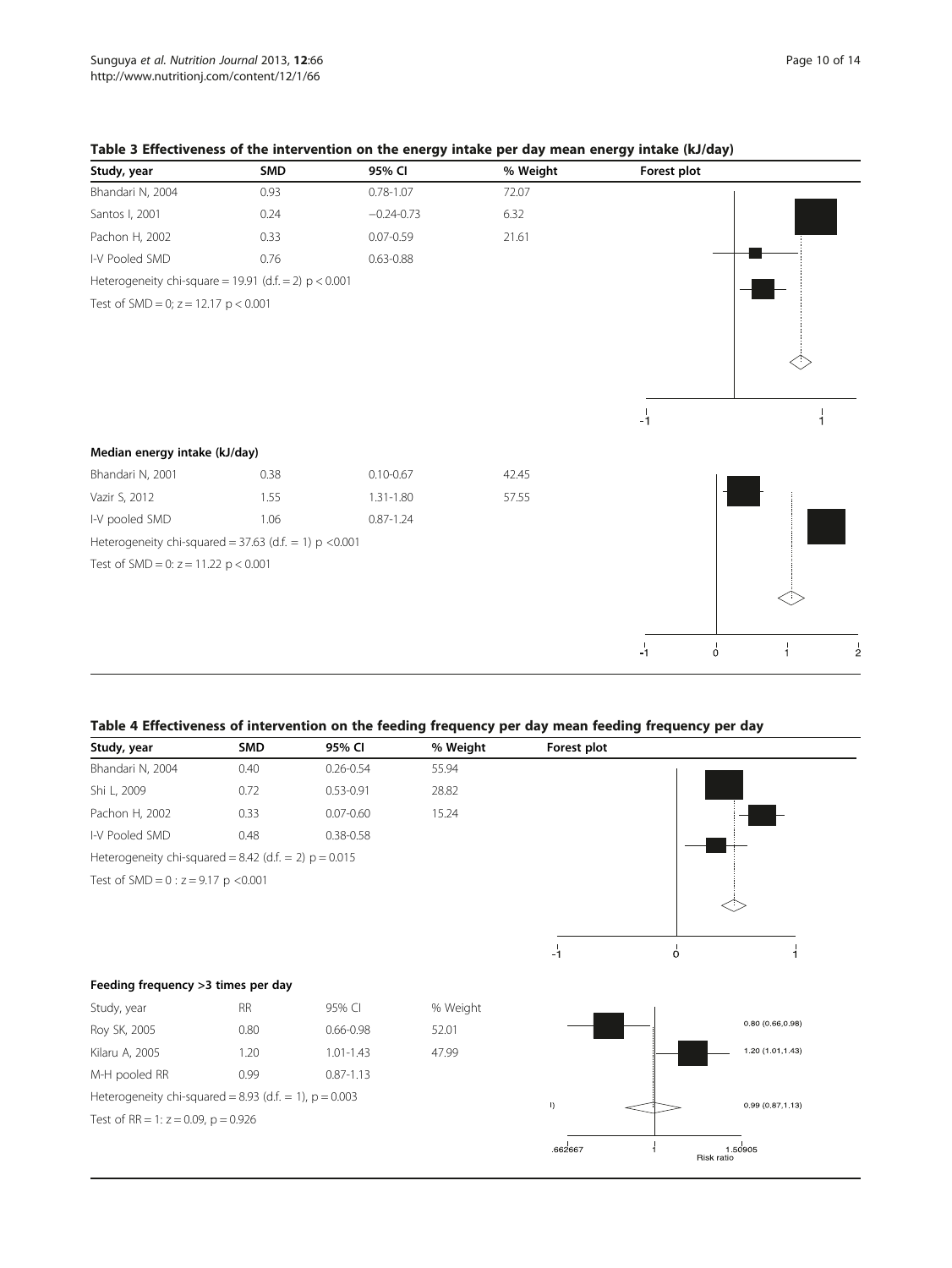**Table 3 Effectiveness of the intervention on the energy intake per day mean energy intake (kJ/day)**

| Study, year | SMD | 95% CI | % Weight | Forest plot |
|---|---|---|---|---|
| Bhandari N, 2004 | 0.93 | 0.78-1.07 | 72.07 | |
| Santos I, 2001 | 0.24 | −0.24-0.73 | 6.32 | |
| Pachon H, 2002 | 0.33 | 0.07-0.59 | 21.61 | |
| I-V Pooled SMD | 0.76 | 0.63-0.88 | | |
| Heterogeneity chi-square = 19.91 (d.f. = 2) p < 0.001 | | | | |
| Test of SMD = 0; z = 12.17 p < 0.001 | | | | |
| **Median energy intake (kJ/day)** | | | | |
| Bhandari N, 2001 | 0.38 | 0.10-0.67 | 42.45 | |
| Vazir S, 2012 | 1.55 | 1.31-1.80 | 57.55 | |
| I-V pooled SMD | 1.06 | 0.87-1.24 | | |
| Heterogeneity chi-squared = 37.63 (d.f. = 1) p <0.001 | | | | |
| Test of SMD = 0: z = 11.22 p < 0.001 | | | | |

-1
1

-1
0
1
2

**Table 4 Effectiveness of intervention on the feeding frequency per day mean feeding frequency per day**

| Study, year | SMD | 95% CI | % Weight | Forest plot |
|---|---|---|---|---|
| Bhandari N, 2004 | 0.40 | 0.26-0.54 | 55.94 | |
| Shi L, 2009 | 0.72 | 0.53-0.91 | 28.82 | |
| Pachon H, 2002 | 0.33 | 0.07-0.60 | 15.24 | |
| I-V Pooled SMD | 0.48 | 0.38-0.58 | | |
| Heterogeneity chi-squared = 8.42 (d.f. = 2) p = 0.015 | | | | |
| Test of SMD = 0 : z = 9.17 p <0.001 | | | | |
| **Feeding frequency >3 times per day** | | | | |
| Study, year | RR | 95% CI | % Weight | |
| Roy SK, 2005 | 0.80 | 0.66-0.98 | 52.01 | |
| Kilaru A, 2005 | 1.20 | 1.01-1.43 | 47.99 | |
| M-H pooled RR | 0.99 | 0.87-1.13 | | |
| Heterogeneity chi-squared = 8.93 (d.f. = 1), p = 0.003 | | | | |
| Test of RR = 1: z = 0.09, p = 0.926 | | | | |

-1
0
1

0.80 (0.66,0.98)
1.20 (1.01,1.43)
0.99 (0.87,1.13)
.662667
1
1.50905
Risk ratio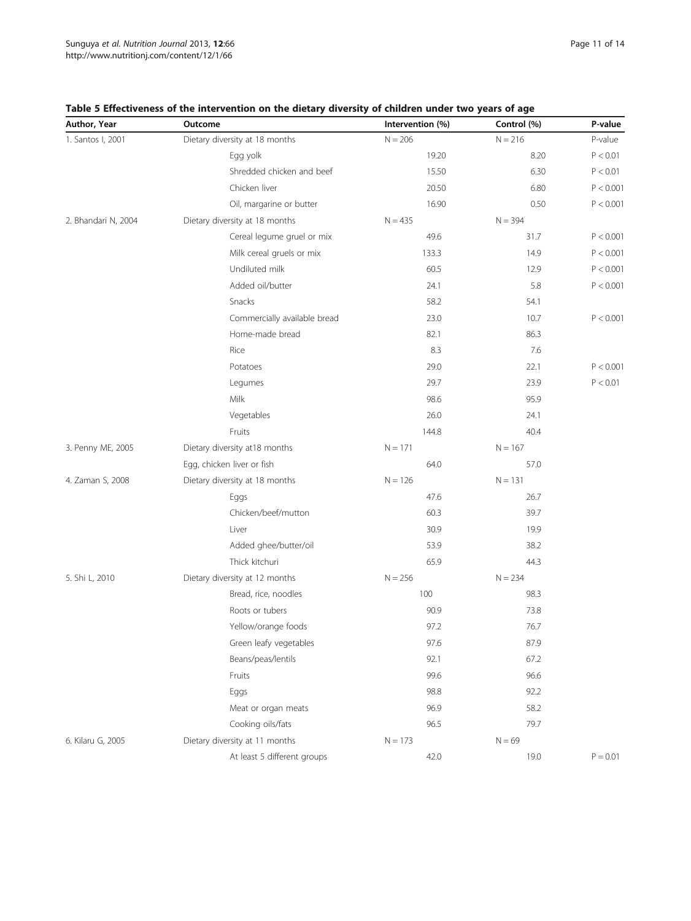**Table 5 Effectiveness of the intervention on the dietary diversity of children under two years of age**

| Author, Year | Outcome | Intervention (%) | Control (%) | P-value |
|---|---|---|---|---|
| 1. Santos I, 2001 | Dietary diversity at 18 months | N = 206 | N = 216 | P-value |
| | Egg yolk | 19.20 | 8.20 | P < 0.01 |
| | Shredded chicken and beef | 15.50 | 6.30 | P < 0.01 |
| | Chicken liver | 20.50 | 6.80 | P < 0.001 |
| | Oil, margarine or butter | 16.90 | 0.50 | P < 0.001 |
| 2. Bhandari N, 2004 | Dietary diversity at 18 months | N = 435 | N = 394 | |
| | Cereal legume gruel or mix | 49.6 | 31.7 | P < 0.001 |
| | Milk cereal gruels or mix | 133.3 | 14.9 | P < 0.001 |
| | Undiluted milk | 60.5 | 12.9 | P < 0.001 |
| | Added oil/butter | 24.1 | 5.8 | P < 0.001 |
| | Snacks | 58.2 | 54.1 | |
| | Commercially available bread | 23.0 | 10.7 | P < 0.001 |
| | Home-made bread | 82.1 | 86.3 | |
| | Rice | 8.3 | 7.6 | |
| | Potatoes | 29.0 | 22.1 | P < 0.001 |
| | Legumes | 29.7 | 23.9 | P < 0.01 |
| | Milk | 98.6 | 95.9 | |
| | Vegetables | 26.0 | 24.1 | |
| | Fruits | 144.8 | 40.4 | |
| 3. Penny ME, 2005 | Dietary diversity at18 months | N = 171 | N = 167 | |
| | Egg, chicken liver or fish | 64.0 | 57.0 | |
| 4. Zaman S, 2008 | Dietary diversity at 18 months | N = 126 | N = 131 | |
| | Eggs | 47.6 | 26.7 | |
| | Chicken/beef/mutton | 60.3 | 39.7 | |
| | Liver | 30.9 | 19.9 | |
| | Added ghee/butter/oil | 53.9 | 38.2 | |
| | Thick kitchuri | 65.9 | 44.3 | |
| 5. Shi L, 2010 | Dietary diversity at 12 months | N = 256 | N = 234 | |
| | Bread, rice, noodles | 100 | 98.3 | |
| | Roots or tubers | 90.9 | 73.8 | |
| | Yellow/orange foods | 97.2 | 76.7 | |
| | Green leafy vegetables | 97.6 | 87.9 | |
| | Beans/peas/lentils | 92.1 | 67.2 | |
| | Fruits | 99.6 | 96.6 | |
| | Eggs | 98.8 | 92.2 | |
| | Meat or organ meats | 96.9 | 58.2 | |
| | Cooking oils/fats | 96.5 | 79.7 | |
| 6. Kilaru G, 2005 | Dietary diversity at 11 months | N = 173 | N = 69 | |
| | At least 5 different groups | 42.0 | 19.0 | P = 0.01 |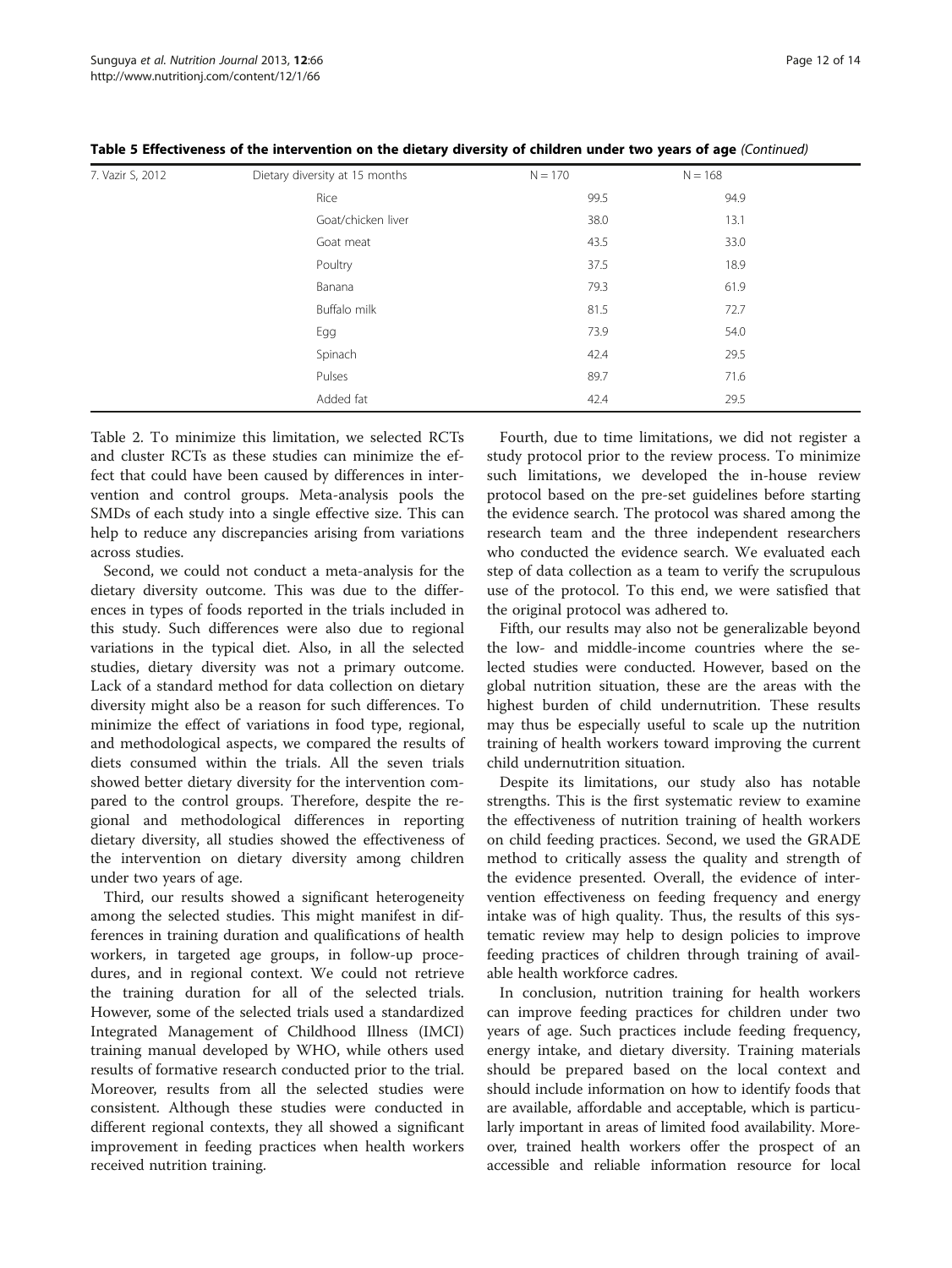**Table 5 Effectiveness of the intervention on the dietary diversity of children under two years of age** *(Continued)*

| | | | |
|---|---|---|---|
| 7. Vazir S, 2012 | Dietary diversity at 15 months | N = 170 | N = 168 |
| | Rice | 99.5 | 94.9 |
| | Goat/chicken liver | 38.0 | 13.1 |
| | Goat meat | 43.5 | 33.0 |
| | Poultry | 37.5 | 18.9 |
| | Banana | 79.3 | 61.9 |
| | Buffalo milk | 81.5 | 72.7 |
| | Egg | 73.9 | 54.0 |
| | Spinach | 42.4 | 29.5 |
| | Pulses | 89.7 | 71.6 |
| | Added fat | 42.4 | 29.5 |

Table 2. To minimize this limitation, we selected RCTs and cluster RCTs as these studies can minimize the effect that could have been caused by differences in intervention and control groups. Meta-analysis pools the SMDs of each study into a single effective size. This can help to reduce any discrepancies arising from variations across studies.

Second, we could not conduct a meta-analysis for the dietary diversity outcome. This was due to the differences in types of foods reported in the trials included in this study. Such differences were also due to regional variations in the typical diet. Also, in all the selected studies, dietary diversity was not a primary outcome. Lack of a standard method for data collection on dietary diversity might also be a reason for such differences. To minimize the effect of variations in food type, regional, and methodological aspects, we compared the results of diets consumed within the trials. All the seven trials showed better dietary diversity for the intervention compared to the control groups. Therefore, despite the regional and methodological differences in reporting dietary diversity, all studies showed the effectiveness of the intervention on dietary diversity among children under two years of age.

Third, our results showed a significant heterogeneity among the selected studies. This might manifest in differences in training duration and qualifications of health workers, in targeted age groups, in follow-up procedures, and in regional context. We could not retrieve the training duration for all of the selected trials. However, some of the selected trials used a standardized Integrated Management of Childhood Illness (IMCI) training manual developed by WHO, while others used results of formative research conducted prior to the trial. Moreover, results from all the selected studies were consistent. Although these studies were conducted in different regional contexts, they all showed a significant improvement in feeding practices when health workers received nutrition training.

Fourth, due to time limitations, we did not register a study protocol prior to the review process. To minimize such limitations, we developed the in-house review protocol based on the pre-set guidelines before starting the evidence search. The protocol was shared among the research team and the three independent researchers who conducted the evidence search. We evaluated each step of data collection as a team to verify the scrupulous use of the protocol. To this end, we were satisfied that the original protocol was adhered to.

Fifth, our results may also not be generalizable beyond the low- and middle-income countries where the selected studies were conducted. However, based on the global nutrition situation, these are the areas with the highest burden of child undernutrition. These results may thus be especially useful to scale up the nutrition training of health workers toward improving the current child undernutrition situation.

Despite its limitations, our study also has notable strengths. This is the first systematic review to examine the effectiveness of nutrition training of health workers on child feeding practices. Second, we used the GRADE method to critically assess the quality and strength of the evidence presented. Overall, the evidence of intervention effectiveness on feeding frequency and energy intake was of high quality. Thus, the results of this systematic review may help to design policies to improve feeding practices of children through training of available health workforce cadres.

In conclusion, nutrition training for health workers can improve feeding practices for children under two years of age. Such practices include feeding frequency, energy intake, and dietary diversity. Training materials should be prepared based on the local context and should include information on how to identify foods that are available, affordable and acceptable, which is particularly important in areas of limited food availability. Moreover, trained health workers offer the prospect of an accessible and reliable information resource for local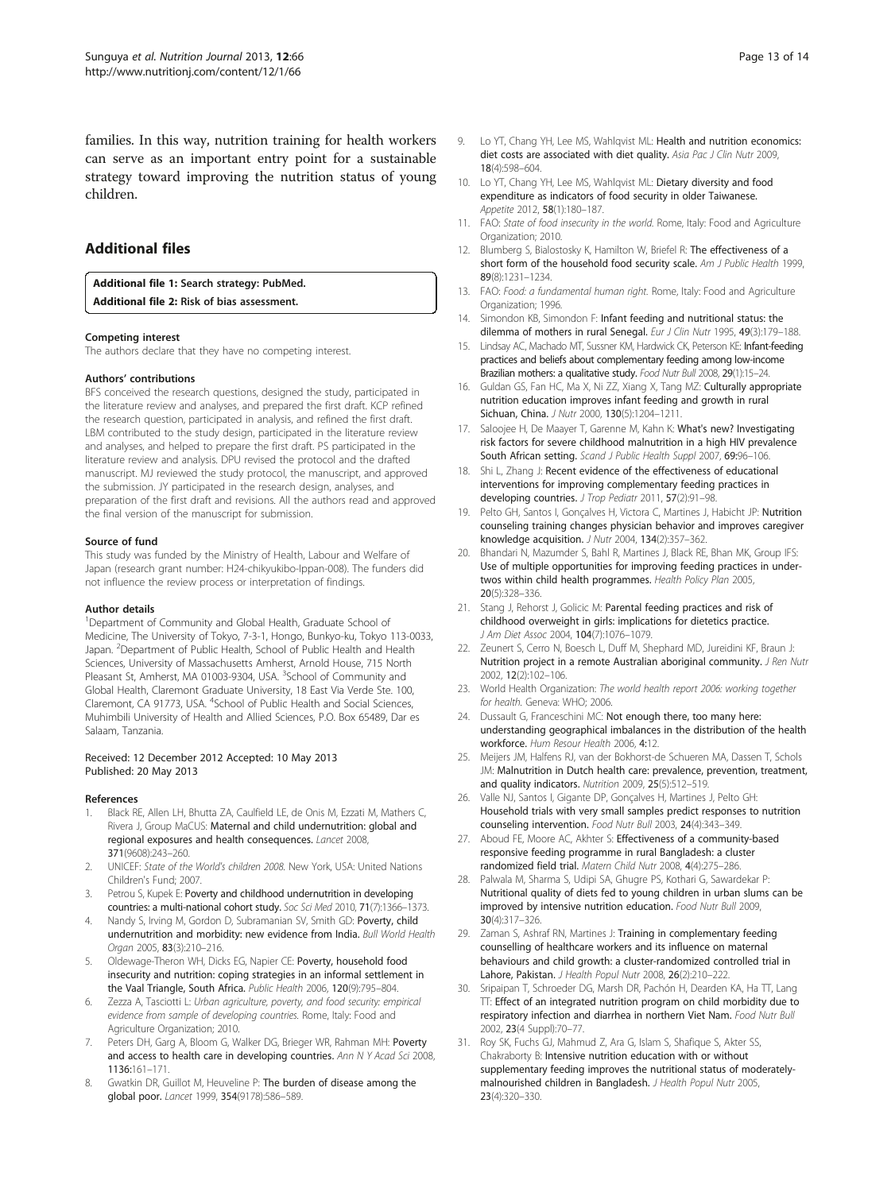families. In this way, nutrition training for health workers can serve as an important entry point for a sustainable strategy toward improving the nutrition status of young children.

## Additional files

**Additional file 1: Search strategy: PubMed.**

**Additional file 2: Risk of bias assessment.**

#### Competing interest

The authors declare that they have no competing interest.

#### Authors' contributions

BFS conceived the research questions, designed the study, participated in the literature review and analyses, and prepared the first draft. KCP refined the research question, participated in analysis, and refined the first draft. LBM contributed to the study design, participated in the literature review and analyses, and helped to prepare the first draft. PS participated in the literature review and analysis. DPU revised the protocol and the drafted manuscript. MJ reviewed the study protocol, the manuscript, and approved the submission. JY participated in the research design, analyses, and preparation of the first draft and revisions. All the authors read and approved the final version of the manuscript for submission.

#### Source of fund

This study was funded by the Ministry of Health, Labour and Welfare of Japan (research grant number: H24-chikyukibo-Ippan-008). The funders did not influence the review process or interpretation of findings.

#### Author details

[1]Department of Community and Global Health, Graduate School of Medicine, The University of Tokyo, 7-3-1, Hongo, Bunkyo-ku, Tokyo 113-0033, Japan. [2]Department of Public Health, School of Public Health and Health Sciences, University of Massachusetts Amherst, Arnold House, 715 North Pleasant St, Amherst, MA 01003-9304, USA. [3]School of Community and Global Health, Claremont Graduate University, 18 East Via Verde Ste. 100, Claremont, CA 91773, USA. [4]School of Public Health and Social Sciences, Muhimbili University of Health and Allied Sciences, P.O. Box 65489, Dar es Salaam, Tanzania.

Received: 12 December 2012 Accepted: 10 May 2013
Published: 20 May 2013

#### References

1. Black RE, Allen LH, Bhutta ZA, Caulfield LE, de Onis M, Ezzati M, Mathers C, Rivera J, Group MaCUS: **Maternal and child undernutrition: global and regional exposures and health consequences.** *Lancet* 2008, **371**(9608):243–260.
2. UNICEF: *State of the World's children 2008.* New York, USA: United Nations Children's Fund; 2007.
3. Petrou S, Kupek E: **Poverty and childhood undernutrition in developing countries: a multi-national cohort study.** *Soc Sci Med* 2010, **71**(7):1366–1373.
4. Nandy S, Irving M, Gordon D, Subramanian SV, Smith GD: **Poverty, child undernutrition and morbidity: new evidence from India.** *Bull World Health Organ* 2005, **83**(3):210–216.
5. Oldewage-Theron WH, Dicks EG, Napier CE: **Poverty, household food insecurity and nutrition: coping strategies in an informal settlement in the Vaal Triangle, South Africa.** *Public Health* 2006, **120**(9):795–804.
6. Zezza A, Tasciotti L: *Urban agriculture, poverty, and food security: empirical evidence from sample of developing countries.* Rome, Italy: Food and Agriculture Organization; 2010.
7. Peters DH, Garg A, Bloom G, Walker DG, Brieger WR, Rahman MH: **Poverty and access to health care in developing countries.** *Ann N Y Acad Sci* 2008, **1136**:161–171.
8. Gwatkin DR, Guillot M, Heuveline P: **The burden of disease among the global poor.** *Lancet* 1999, **354**(9178):586–589.
9. Lo YT, Chang YH, Lee MS, Wahlqvist ML: **Health and nutrition economics: diet costs are associated with diet quality.** *Asia Pac J Clin Nutr* 2009, **18**(4):598–604.
10. Lo YT, Chang YH, Lee MS, Wahlqvist ML: **Dietary diversity and food expenditure as indicators of food security in older Taiwanese.** *Appetite* 2012, **58**(1):180–187.
11. FAO: *State of food insecurity in the world.* Rome, Italy: Food and Agriculture Organization; 2010.
12. Blumberg S, Bialostosky K, Hamilton W, Briefel R: **The effectiveness of a short form of the household food security scale.** *Am J Public Health* 1999, **89**(8):1231–1234.
13. FAO: *Food: a fundamental human right.* Rome, Italy: Food and Agriculture Organization; 1996.
14. Simondon KB, Simondon F: **Infant feeding and nutritional status: the dilemma of mothers in rural Senegal.** *Eur J Clin Nutr* 1995, **49**(3):179–188.
15. Lindsay AC, Machado MT, Sussner KM, Hardwick CK, Peterson KE: **Infant-feeding practices and beliefs about complementary feeding among low-income Brazilian mothers: a qualitative study.** *Food Nutr Bull* 2008, **29**(1):15–24.
16. Guldan GS, Fan HC, Ma X, Ni ZZ, Xiang X, Tang MZ: **Culturally appropriate nutrition education improves infant feeding and growth in rural Sichuan, China.** *J Nutr* 2000, **130**(5):1204–1211.
17. Saloojee H, De Maayer T, Garenne M, Kahn K: **What's new? Investigating risk factors for severe childhood malnutrition in a high HIV prevalence South African setting.** *Scand J Public Health Suppl* 2007, **69**:96–106.
18. Shi L, Zhang J: **Recent evidence of the effectiveness of educational interventions for improving complementary feeding practices in developing countries.** *J Trop Pediatr* 2011, **57**(2):91–98.
19. Pelto GH, Santos I, Gonçalves H, Victora C, Martines J, Habicht JP: **Nutrition counseling training changes physician behavior and improves caregiver knowledge acquisition.** *J Nutr* 2004, **134**(2):357–362.
20. Bhandari N, Mazumder S, Bahl R, Martines J, Black RE, Bhan MK, Group IFS: **Use of multiple opportunities for improving feeding practices in under-twos within child health programmes.** *Health Policy Plan* 2005, **20**(5):328–336.
21. Stang J, Rehorst J, Golicic M: **Parental feeding practices and risk of childhood overweight in girls: implications for dietetics practice.** *J Am Diet Assoc* 2004, **104**(7):1076–1079.
22. Zeunert S, Cerro N, Boesch L, Duff M, Shephard MD, Jureidini KF, Braun J: **Nutrition project in a remote Australian aboriginal community.** *J Ren Nutr* 2002, **12**(2):102–106.
23. World Health Organization: *The world health report 2006: working together for health.* Geneva: WHO; 2006.
24. Dussault G, Franceschini MC: **Not enough there, too many here: understanding geographical imbalances in the distribution of the health workforce.** *Hum Resour Health* 2006, **4**:12.
25. Meijers JM, Halfens RJ, van der Bokhorst-de Schueren MA, Dassen T, Schols JM: **Malnutrition in Dutch health care: prevalence, prevention, treatment, and quality indicators.** *Nutrition* 2009, **25**(5):512–519.
26. Valle NJ, Santos I, Gigante DP, Gonçalves H, Martines J, Pelto GH: **Household trials with very small samples predict responses to nutrition counseling intervention.** *Food Nutr Bull* 2003, **24**(4):343–349.
27. Aboud FE, Moore AC, Akhter S: **Effectiveness of a community-based responsive feeding programme in rural Bangladesh: a cluster randomized field trial.** *Matern Child Nutr* 2008, **4**(4):275–286.
28. Palwala M, Sharma S, Udipi SA, Ghugre PS, Kothari G, Sawardekar P: **Nutritional quality of diets fed to young children in urban slums can be improved by intensive nutrition education.** *Food Nutr Bull* 2009, **30**(4):317–326.
29. Zaman S, Ashraf RN, Martines J: **Training in complementary feeding counselling of healthcare workers and its influence on maternal behaviours and child growth: a cluster-randomized controlled trial in Lahore, Pakistan.** *J Health Popul Nutr* 2008, **26**(2):210–222.
30. Sripaipan T, Schroeder DG, Marsh DR, Pachón H, Dearden KA, Ha TT, Lang TT: **Effect of an integrated nutrition program on child morbidity due to respiratory infection and diarrhea in northern Viet Nam.** *Food Nutr Bull* 2002, **23**(4 Suppl):70–77.
31. Roy SK, Fuchs GJ, Mahmud Z, Ara G, Islam S, Shafique S, Akter SS, Chakraborty B: **Intensive nutrition education with or without supplementary feeding improves the nutritional status of moderately-malnourished children in Bangladesh.** *J Health Popul Nutr* 2005, **23**(4):320–330.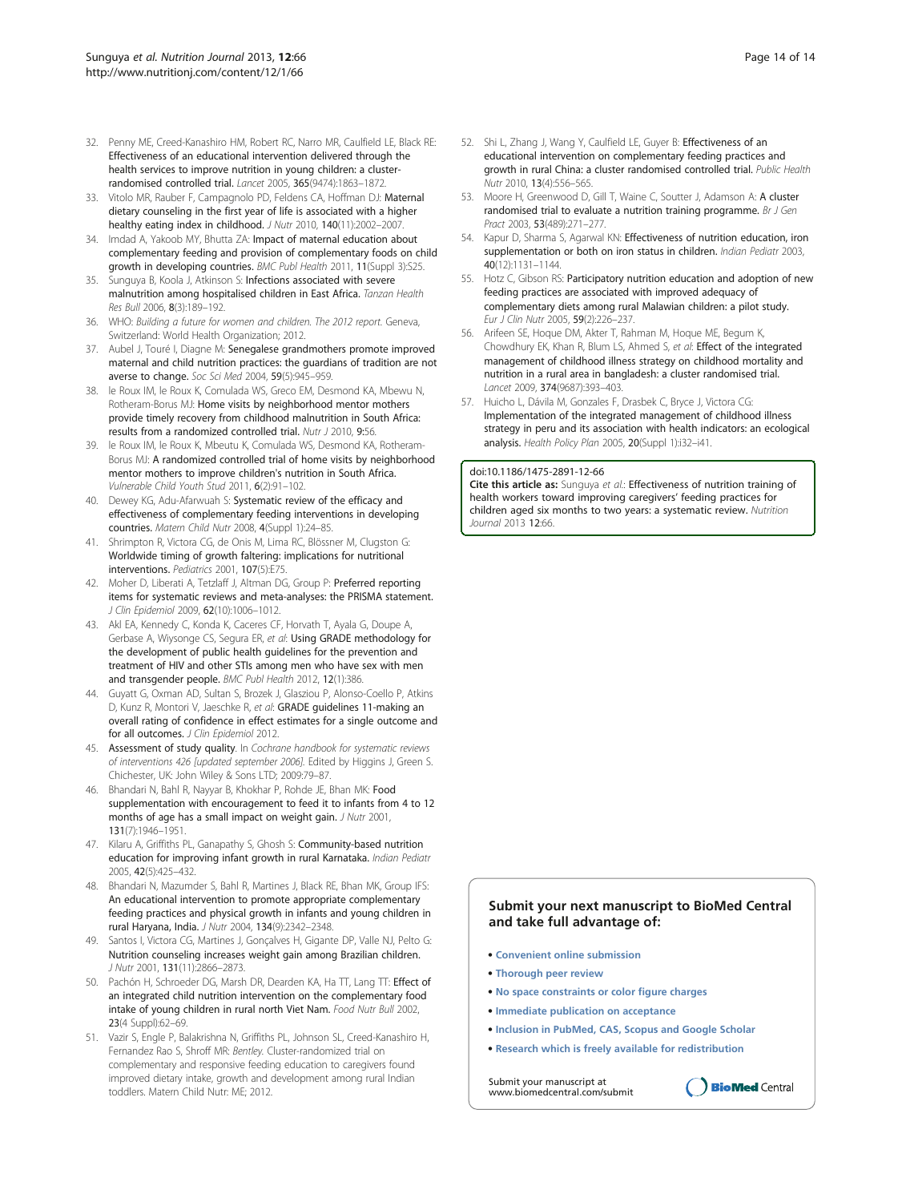32. Penny ME, Creed-Kanashiro HM, Robert RC, Narro MR, Caulfield LE, Black RE: **Effectiveness of an educational intervention delivered through the health services to improve nutrition in young children: a cluster-randomised controlled trial.** *Lancet* 2005, **365**(9474):1863–1872.
33. Vitolo MR, Rauber F, Campagnolo PD, Feldens CA, Hoffman DJ: **Maternal dietary counseling in the first year of life is associated with a higher healthy eating index in childhood.** *J Nutr* 2010, **140**(11):2002–2007.
34. Imdad A, Yakoob MY, Bhutta ZA: **Impact of maternal education about complementary feeding and provision of complementary foods on child growth in developing countries.** *BMC Publ Health* 2011, **11**(Suppl 3):S25.
35. Sunguya B, Koola J, Atkinson S: **Infections associated with severe malnutrition among hospitalised children in East Africa.** *Tanzan Health Res Bull* 2006, **8**(3):189–192.
36. WHO: *Building a future for women and children. The 2012 report.* Geneva, Switzerland: World Health Organization; 2012.
37. Aubel J, Touré I, Diagne M: **Senegalese grandmothers promote improved maternal and child nutrition practices: the guardians of tradition are not averse to change.** *Soc Sci Med* 2004, **59**(5):945–959.
38. le Roux IM, le Roux K, Comulada WS, Greco EM, Desmond KA, Mbewu N, Rotheram-Borus MJ: **Home visits by neighborhood mentor mothers provide timely recovery from childhood malnutrition in South Africa: results from a randomized controlled trial.** *Nutr J* 2010, **9:**56.
39. le Roux IM, le Roux K, Mbeutu K, Comulada WS, Desmond KA, Rotheram-Borus MJ: **A randomized controlled trial of home visits by neighborhood mentor mothers to improve children's nutrition in South Africa.** *Vulnerable Child Youth Stud* 2011, **6**(2):91–102.
40. Dewey KG, Adu-Afarwuah S: **Systematic review of the efficacy and effectiveness of complementary feeding interventions in developing countries.** *Matern Child Nutr* 2008, **4**(Suppl 1):24–85.
41. Shrimpton R, Victora CG, de Onis M, Lima RC, Blössner M, Clugston G: **Worldwide timing of growth faltering: implications for nutritional interventions.** *Pediatrics* 2001, **107**(5):E75.
42. Moher D, Liberati A, Tetzlaff J, Altman DG, Group P: **Preferred reporting items for systematic reviews and meta-analyses: the PRISMA statement.** *J Clin Epidemiol* 2009, **62**(10):1006–1012.
43. Akl EA, Kennedy C, Konda K, Caceres CF, Horvath T, Ayala G, Doupe A, Gerbase A, Wiysonge CS, Segura ER, *et al*: **Using GRADE methodology for the development of public health guidelines for the prevention and treatment of HIV and other STIs among men who have sex with men and transgender people.** *BMC Publ Health* 2012, **12**(1):386.
44. Guyatt G, Oxman AD, Sultan S, Brozek J, Glasziou P, Alonso-Coello P, Atkins D, Kunz R, Montori V, Jaeschke R, *et al*: **GRADE guidelines 11-making an overall rating of confidence in effect estimates for a single outcome and for all outcomes.** *J Clin Epidemiol* 2012.
45. **Assessment of study quality**. In *Cochrane handbook for systematic reviews of interventions 426 [updated september 2006].* Edited by Higgins J, Green S. Chichester, UK: John Wiley & Sons LTD; 2009:79–87.
46. Bhandari N, Bahl R, Nayyar B, Khokhar P, Rohde JE, Bhan MK: **Food supplementation with encouragement to feed it to infants from 4 to 12 months of age has a small impact on weight gain.** *J Nutr* 2001, **131**(7):1946–1951.
47. Kilaru A, Griffiths PL, Ganapathy S, Ghosh S: **Community-based nutrition education for improving infant growth in rural Karnataka.** *Indian Pediatr* 2005, **42**(5):425–432.
48. Bhandari N, Mazumder S, Bahl R, Martines J, Black RE, Bhan MK, Group IFS: **An educational intervention to promote appropriate complementary feeding practices and physical growth in infants and young children in rural Haryana, India.** *J Nutr* 2004, **134**(9):2342–2348.
49. Santos I, Victora CG, Martines J, Gonçalves H, Gigante DP, Valle NJ, Pelto G: **Nutrition counseling increases weight gain among Brazilian children.** *J Nutr* 2001, **131**(11):2866–2873.
50. Pachón H, Schroeder DG, Marsh DR, Dearden KA, Ha TT, Lang TT: **Effect of an integrated child nutrition intervention on the complementary food intake of young children in rural north Viet Nam.** *Food Nutr Bull* 2002, **23**(4 Suppl):62–69.
51. Vazir S, Engle P, Balakrishna N, Griffiths PL, Johnson SL, Creed-Kanashiro H, Fernandez Rao S, Shroff MR: *Bentley.* Cluster-randomized trial on complementary and responsive feeding education to caregivers found improved dietary intake, growth and development among rural Indian toddlers. Matern Child Nutr: ME; 2012.
52. Shi L, Zhang J, Wang Y, Caulfield LE, Guyer B: **Effectiveness of an educational intervention on complementary feeding practices and growth in rural China: a cluster randomised controlled trial.** *Public Health Nutr* 2010, **13**(4):556–565.
53. Moore H, Greenwood D, Gill T, Waine C, Soutter J, Adamson A: **A cluster randomised trial to evaluate a nutrition training programme.** *Br J Gen Pract* 2003, **53**(489):271–277.
54. Kapur D, Sharma S, Agarwal KN: **Effectiveness of nutrition education, iron supplementation or both on iron status in children.** *Indian Pediatr* 2003, **40**(12):1131–1144.
55. Hotz C, Gibson RS: **Participatory nutrition education and adoption of new feeding practices are associated with improved adequacy of complementary diets among rural Malawian children: a pilot study.** *Eur J Clin Nutr* 2005, **59**(2):226–237.
56. Arifeen SE, Hoque DM, Akter T, Rahman M, Hoque ME, Begum K, Chowdhury EK, Khan R, Blum LS, Ahmed S, *et al*: **Effect of the integrated management of childhood illness strategy on childhood mortality and nutrition in a rural area in bangladesh: a cluster randomised trial.** *Lancet* 2009, **374**(9687):393–403.
57. Huicho L, Dávila M, Gonzales F, Drasbek C, Bryce J, Victora CG: **Implementation of the integrated management of childhood illness strategy in peru and its association with health indicators: an ecological analysis.** *Health Policy Plan* 2005, **20**(Suppl 1):i32–i41.

doi:10.1186/1475-2891-12-66

**Cite this article as:** Sunguya *et al.*: Effectiveness of nutrition training of health workers toward improving caregivers' feeding practices for children aged six months to two years: a systematic review. *Nutrition Journal* 2013 **12**:66.

**Submit your next manuscript to BioMed Central and take full advantage of:**

- **Convenient online submission**
- **Thorough peer review**
- **No space constraints or color figure charges**
- **Immediate publication on acceptance**
- **Inclusion in PubMed, CAS, Scopus and Google Scholar**
- **Research which is freely available for redistribution**

Submit your manuscript at
www.biomedcentral.com/submit

BioMed Central